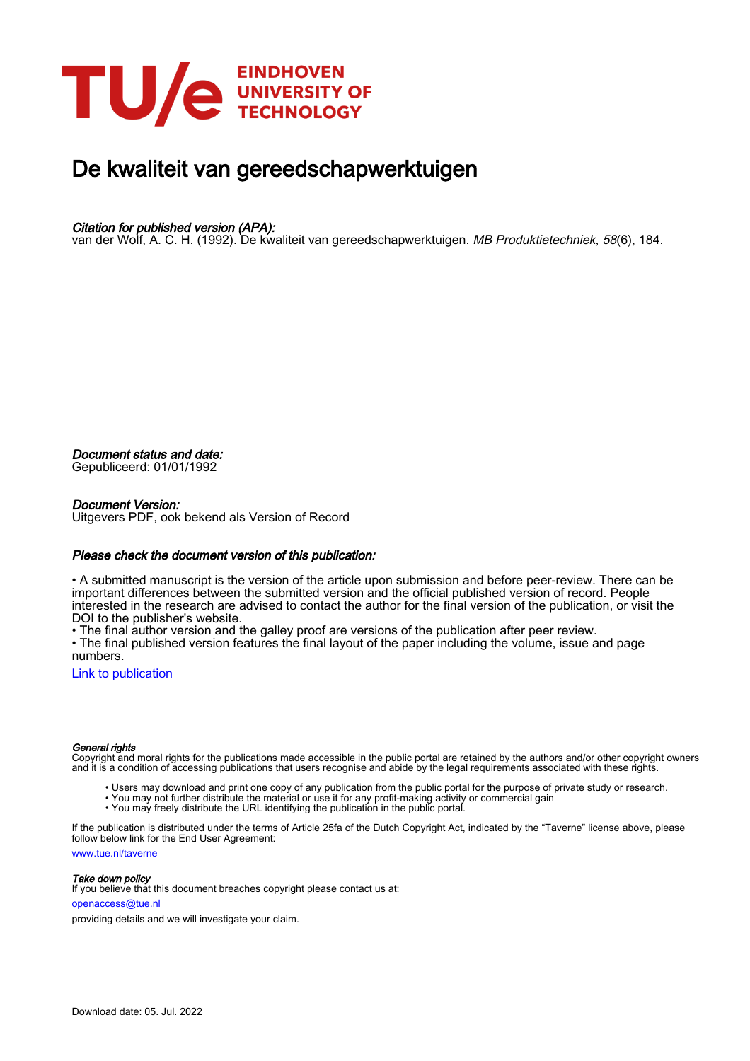# De kwaliteit van gereedschapwerktuigen

*Citation for published version (APA):*
van der Wolf, A. C. H. (1992). De kwaliteit van gereedschapwerktuigen. *MB Produktietechniek*, *58*(6), 184.

*Document status and date:*
Gepubliceerd: 01/01/1992

*Document Version:*
Uitgevers PDF, ook bekend als Version of Record

*Please check the document version of this publication:*

• A submitted manuscript is the version of the article upon submission and before peer-review. There can be important differences between the submitted version and the official published version of record. People interested in the research are advised to contact the author for the final version of the publication, or visit the DOI to the publisher's website.
• The final author version and the galley proof are versions of the publication after peer review.
• The final published version features the final layout of the paper including the volume, issue and page numbers.

Link to publication

*General rights*
Copyright and moral rights for the publications made accessible in the public portal are retained by the authors and/or other copyright owners and it is a condition of accessing publications that users recognise and abide by the legal requirements associated with these rights.

• Users may download and print one copy of any publication from the public portal for the purpose of private study or research.
• You may not further distribute the material or use it for any profit-making activity or commercial gain
• You may freely distribute the URL identifying the publication in the public portal.

If the publication is distributed under the terms of Article 25fa of the Dutch Copyright Act, indicated by the "Taverne" license above, please follow below link for the End User Agreement:

www.tue.nl/taverne

*Take down policy*
If you believe that this document breaches copyright please contact us at:

openaccess@tue.nl

providing details and we will investigate your claim.

Download date: 05. Jul. 2022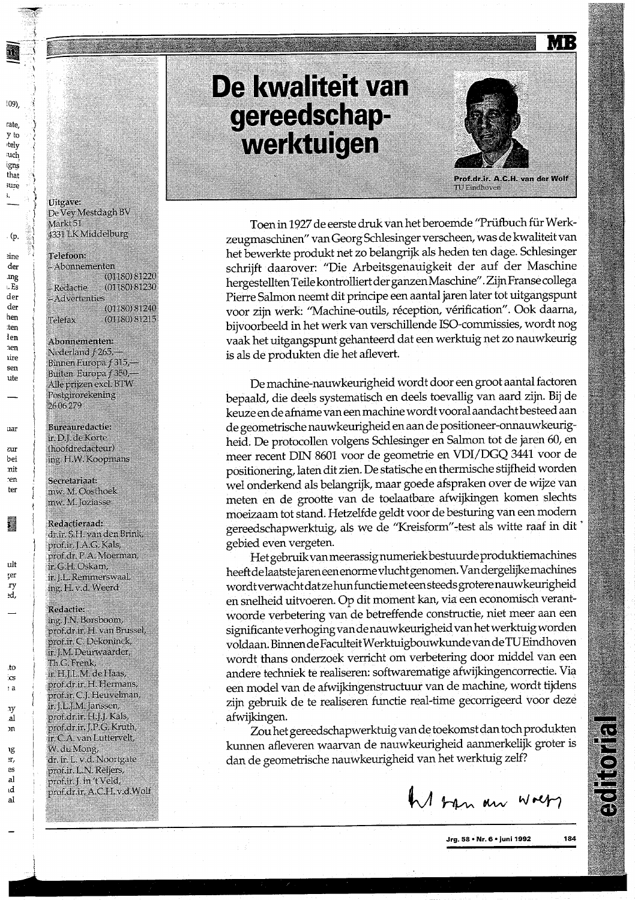# De kwaliteit van gereedschap-werktuigen

**Prof.dr.ir. A.C.H. van der Wolf**
TU Eindhoven

**Uitgave:**
De Vey Mestdagh BV
Markt 51
4331 LK Middelburg

**Telefoon:**
- Abonnementen (01180) 81220
- Redactie (01180) 81230
- Advertenties (01180) 81240

Telefax (01180) 81215

**Abonnementen:**
Nederland ƒ 265,—
Binnen Europa ƒ 315,—
Buiten Europa ƒ 350,—
Alle prijzen excl. BTW.
Postgirorekening
26 06 279

**Bureauredactie:**
ir. D.J. de Korte (hoofdredacteur)
ing. H.W. Koopmans

**Secretariaat:**
mw. M. Oosthoek
mw. M. Joziasse

**Redactieraad:**
dr.ir. S.H. van den Brink,
prof.ir. J.A.G. Kals,
prof.dr. P.A. Moerman,
ir. G.H. Oskam,
ir. J.L. Remmerswaal,
ing. H. v.d. Weerd

**Redactie:**
ing. J.N. Borsboom,
prof.dr.ir. H. van Brussel,
prof.ir. C. Dekoninck,
ir. J.M. Deurwaarder,
Th.G. Frenk,
ir. H.J.L.M. de Haas,
prof.dr.ir. H. Hermans,
prof.ir. C.J. Heuvelman,
ir. J.L.J.M. Janssen,
prof.dr.ir. H.J.J. Kals,
prof.dr.ir. J.P.G. Kruth,
ir. C.A. van Luttervelt,
W. du Mong,
dr. ir. L. v.d. Noortgate,
prof.ir. L.N. Reijers,
prof.ir. J. in 't Veld,
prof.dr.ir. A.C.H. v.d.Wolf

Toen in 1927 de eerste druk van het beroemde "Prüfbuch für Werkzeugmaschinen" van Georg Schlesinger verscheen, was de kwaliteit van het bewerkte produkt net zo belangrijk als heden ten dage. Schlesinger schrijft daarover: "Die Arbeitsgenauigkeit der auf der Maschine hergestellten Teile kontrolliert der ganzen Maschine". Zijn Franse collega Pierre Salmon neemt dit principe een aantal jaren later tot uitgangspunt voor zijn werk: "Machine-outils, réception, vérification". Ook daarna, bijvoorbeeld in het werk van verschillende ISO-commissies, wordt nog vaak het uitgangspunt gehanteerd dat een werktuig net zo nauwkeurig is als de produkten die het aflevert.

De machine-nauwkeurigheid wordt door een groot aantal factoren bepaald, die deels systematisch en deels toevallig van aard zijn. Bij de keuze en de afname van een machine wordt vooral aandacht besteed aan de geometrische nauwkeurigheid en aan de positioneer-onnauwkeurigheid. De protocollen volgens Schlesinger en Salmon tot de jaren 60, en meer recent DIN 8601 voor de geometrie en VDI/DGQ 3441 voor de positionering, laten dit zien. De statische en thermische stijfheid worden wel onderkend als belangrijk, maar goede afspraken over de wijze van meten en de grootte van de toelaatbare afwijkingen komen slechts moeizaam tot stand. Hetzelfde geldt voor de besturing van een modern gereedschapwerktuig, als we de "Kreisform"-test als witte raaf in dit gebied even vergeten.

Het gebruik van meerassig numeriek bestuurde produktiemachines heeft de laatste jaren een enorme vlucht genomen. Van dergelijke machines wordt verwacht dat ze hun functie met een steeds grotere nauwkeurigheid en snelheid uitvoeren. Op dit moment kan, via een economisch verantwoorde verbetering van de betreffende constructie, niet meer aan een significante verhoging van de nauwkeurigheid van het werktuig worden voldaan. Binnen de Faculteit Werktuigbouwkunde van de TU Eindhoven wordt thans onderzoek verricht om verbetering door middel van een andere techniek te realiseren: softwarematige afwijkingencorrectie. Via een model van de afwijkingenstructuur van de machine, wordt tijdens zijn gebruik de te realiseren functie real-time gecorrigeerd voor deze afwijkingen.

Zou het gereedschapwerktuig van de toekomst dan toch produkten kunnen afleveren waarvan de nauwkeurigheid aanmerkelijk groter is dan de geometrische nauwkeurigheid van het werktuig zelf?

*A.C.H. van der Wolf*